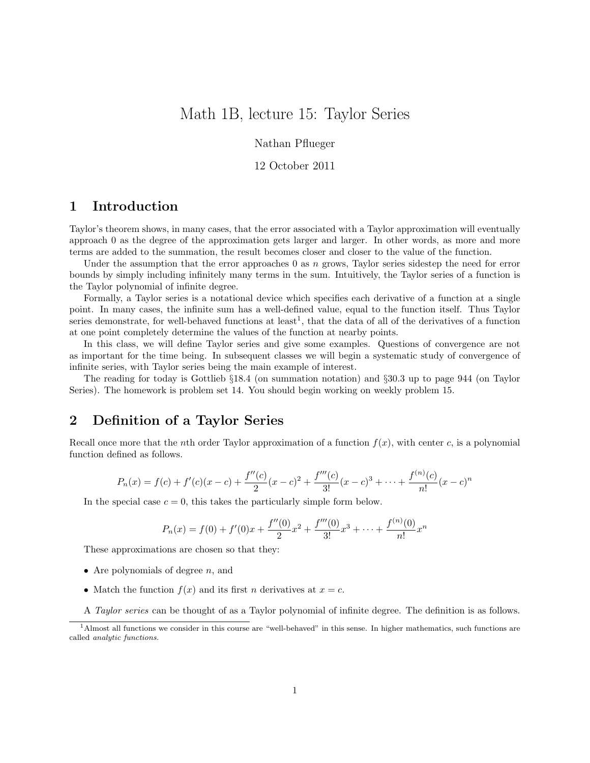# Math 1B, lecture 15: Taylor Series

Nathan Pflueger

12 October 2011

## 1 Introduction

Taylor's theorem shows, in many cases, that the error associated with a Taylor approximation will eventually approach 0 as the degree of the approximation gets larger and larger. In other words, as more and more terms are added to the summation, the result becomes closer and closer to the value of the function.

Under the assumption that the error approaches 0 as $n$ grows, Taylor series sidestep the need for error bounds by simply including infinitely many terms in the sum. Intuitively, the Taylor series of a function is the Taylor polynomial of infinite degree.

Formally, a Taylor series is a notational device which specifies each derivative of a function at a single point. In many cases, the infinite sum has a well-defined value, equal to the function itself. Thus Taylor series demonstrate, for well-behaved functions at least[1], that the data of all of the derivatives of a function at one point completely determine the values of the function at nearby points.

In this class, we will define Taylor series and give some examples. Questions of convergence are not as important for the time being. In subsequent classes we will begin a systematic study of convergence of infinite series, with Taylor series being the main example of interest.

The reading for today is Gottlieb §18.4 (on summation notation) and §30.3 up to page 944 (on Taylor Series). The homework is problem set 14. You should begin working on weekly problem 15.

## 2 Definition of a Taylor Series

Recall once more that the $n$th order Taylor approximation of a function $f(x)$, with center $c$, is a polynomial function defined as follows.

$$P_n(x) = f(c) + f'(c)(x-c) + \frac{f''(c)}{2}(x-c)^2 + \frac{f'''(c)}{3!}(x-c)^3 + \cdots + \frac{f^{(n)}(c)}{n!}(x-c)^n$$

In the special case $c = 0$, this takes the particularly simple form below.

$$P_n(x) = f(0) + f'(0)x + \frac{f''(0)}{2}x^2 + \frac{f'''(0)}{3!}x^3 + \cdots + \frac{f^{(n)}(0)}{n!}x^n$$

These approximations are chosen so that they:

- Are polynomials of degree $n$, and
- Match the function $f(x)$ and its first $n$ derivatives at $x = c$.

A *Taylor series* can be thought of as a Taylor polynomial of infinite degree. The definition is as follows.

[1] Almost all functions we consider in this course are "well-behaved" in this sense. In higher mathematics, such functions are called *analytic functions*.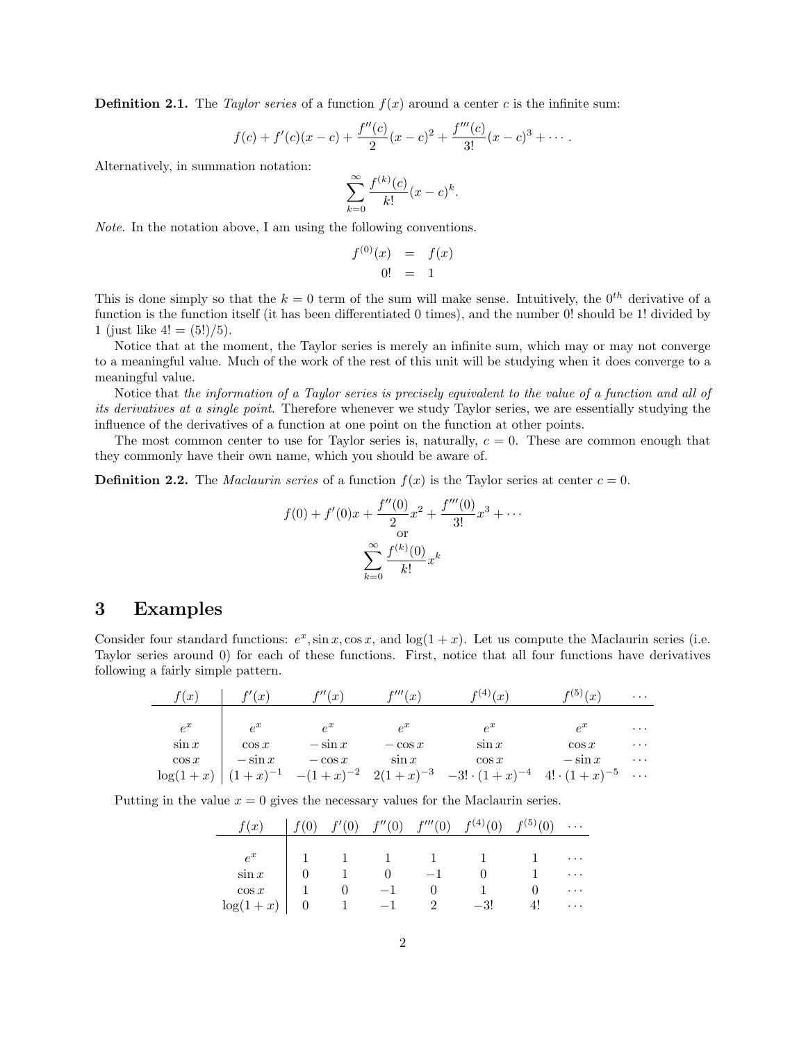**Definition 2.1.** The *Taylor series* of a function $f(x)$ around a center $c$ is the infinite sum:

$$f(c) + f'(c)(x-c) + \frac{f''(c)}{2}(x-c)^2 + \frac{f'''(c)}{3!}(x-c)^3 + \cdots.$$

Alternatively, in summation notation:

$$\sum_{k=0}^{\infty} \frac{f^{(k)}(c)}{k!}(x-c)^k.$$

*Note.* In the notation above, I am using the following conventions.

$$\begin{aligned} f^{(0)}(x) &= f(x) \\ 0! &= 1 \end{aligned}$$

This is done simply so that the $k = 0$ term of the sum will make sense. Intuitively, the $0^{th}$ derivative of a function is the function itself (it has been differentiated 0 times), and the number 0! should be 1! divided by 1 (just like $4! = (5!)/5$).

Notice that at the moment, the Taylor series is merely an infinite sum, which may or may not converge to a meaningful value. Much of the work of the rest of this unit will be studying when it does converge to a meaningful value.

Notice that *the information of a Taylor series is precisely equivalent to the value of a function and all of its derivatives at a single point*. Therefore whenever we study Taylor series, we are essentially studying the influence of the derivatives of a function at one point on the function at other points.

The most common center to use for Taylor series is, naturally, $c = 0$. These are common enough that they commonly have their own name, which you should be aware of.

**Definition 2.2.** The *Maclaurin series* of a function $f(x)$ is the Taylor series at center $c = 0$.

$$f(0) + f'(0)x + \frac{f''(0)}{2}x^2 + \frac{f'''(0)}{3!}x^3 + \cdots$$

or

$$\sum_{k=0}^{\infty} \frac{f^{(k)}(0)}{k!}x^k$$

# 3 Examples

Consider four standard functions: $e^x, \sin x, \cos x$, and $\log(1+x)$. Let us compute the Maclaurin series (i.e. Taylor series around 0) for each of these functions. First, notice that all four functions have derivatives following a fairly simple pattern.

| $f(x)$ | $f'(x)$ | $f''(x)$ | $f'''(x)$ | $f^{(4)}(x)$ | $f^{(5)}(x)$ | $\cdots$ |
|---|---|---|---|---|---|---|
| $e^x$ | $e^x$ | $e^x$ | $e^x$ | $e^x$ | $e^x$ | $\cdots$ |
| $\sin x$ | $\cos x$ | $-\sin x$ | $-\cos x$ | $\sin x$ | $\cos x$ | $\cdots$ |
| $\cos x$ | $-\sin x$ | $-\cos x$ | $\sin x$ | $\cos x$ | $-\sin x$ | $\cdots$ |
| $\log(1+x)$ | $(1+x)^{-1}$ | $-(1+x)^{-2}$ | $2(1+x)^{-3}$ | $-3! \cdot (1+x)^{-4}$ | $4! \cdot (1+x)^{-5}$ | $\cdots$ |

Putting in the value $x = 0$ gives the necessary values for the Maclaurin series.

| $f(x)$ | $f(0)$ | $f'(0)$ | $f''(0)$ | $f'''(0)$ | $f^{(4)}(0)$ | $f^{(5)}(0)$ | $\cdots$ |
|---|---|---|---|---|---|---|---|
| $e^x$ | 1 | 1 | 1 | 1 | 1 | 1 | $\cdots$ |
| $\sin x$ | 0 | 1 | 0 | $-1$ | 0 | 1 | $\cdots$ |
| $\cos x$ | 1 | 0 | $-1$ | 0 | 1 | 0 | $\cdots$ |
| $\log(1+x)$ | 0 | 1 | $-1$ | 2 | $-3!$ | $4!$ | $\cdots$ |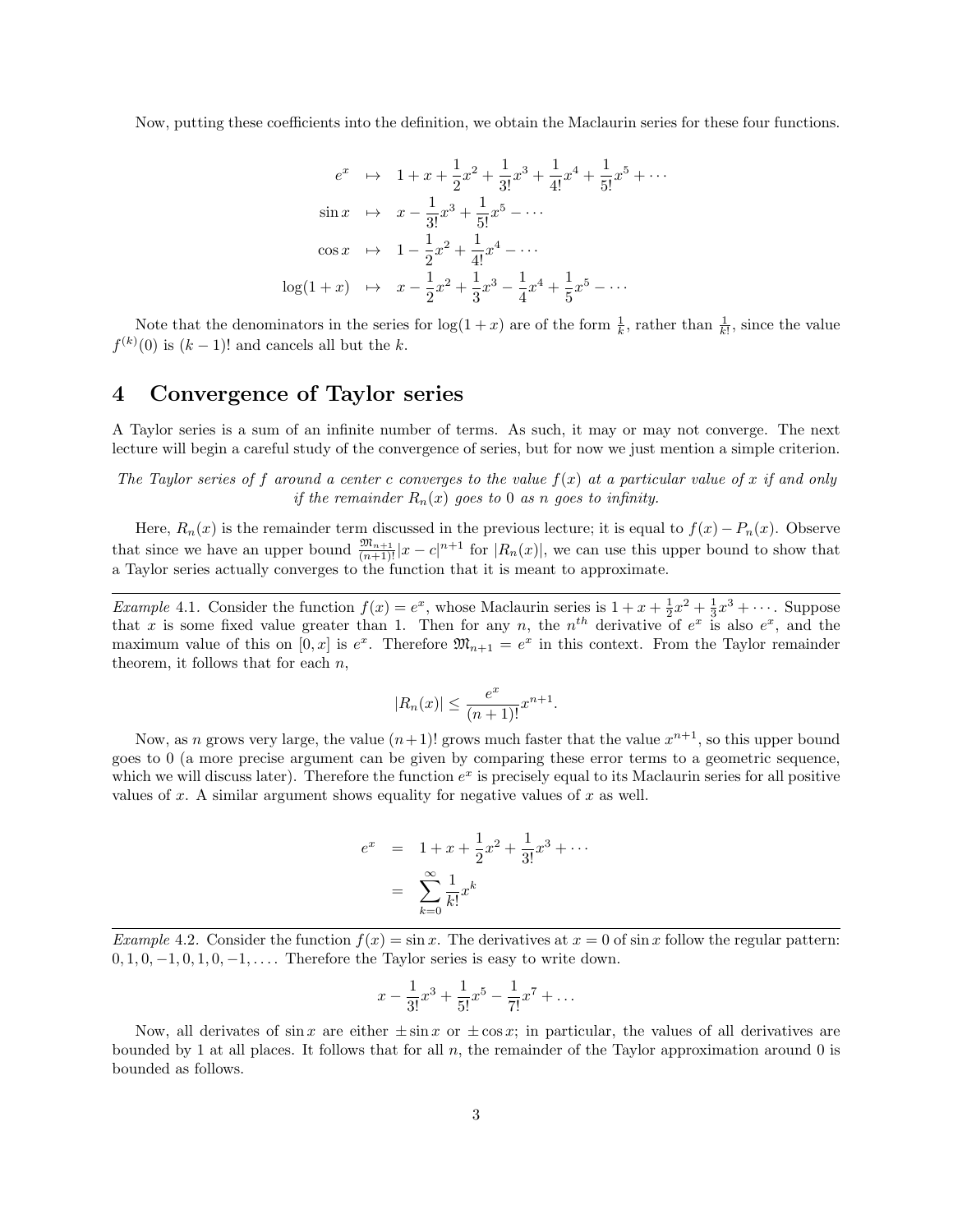Now, putting these coefficients into the definition, we obtain the Maclaurin series for these four functions.

$$\begin{aligned}
e^x &\mapsto 1 + x + \frac{1}{2}x^2 + \frac{1}{3!}x^3 + \frac{1}{4!}x^4 + \frac{1}{5!}x^5 + \cdots \\
\sin x &\mapsto x - \frac{1}{3!}x^3 + \frac{1}{5!}x^5 - \cdots \\
\cos x &\mapsto 1 - \frac{1}{2}x^2 + \frac{1}{4!}x^4 - \cdots \\
\log(1+x) &\mapsto x - \frac{1}{2}x^2 + \frac{1}{3}x^3 - \frac{1}{4}x^4 + \frac{1}{5}x^5 - \cdots
\end{aligned}$$

Note that the denominators in the series for $\log(1+x)$ are of the form $\frac{1}{k}$, rather than $\frac{1}{k!}$, since the value $f^{(k)}(0)$ is $(k-1)!$ and cancels all but the $k$.

## 4 Convergence of Taylor series

A Taylor series is a sum of an infinite number of terms. As such, it may or may not converge. The next lecture will begin a careful study of the convergence of series, but for now we just mention a simple criterion.

*The Taylor series of $f$ around a center $c$ converges to the value $f(x)$ at a particular value of $x$ if and only if the remainder $R_n(x)$ goes to 0 as $n$ goes to infinity.*

Here, $R_n(x)$ is the remainder term discussed in the previous lecture; it is equal to $f(x) - P_n(x)$. Observe that since we have an upper bound $\frac{\mathfrak{M}_{n+1}}{(n+1)!}|x-c|^{n+1}$ for $|R_n(x)|$, we can use this upper bound to show that a Taylor series actually converges to the function that it is meant to approximate.

---

*Example* 4.1. Consider the function $f(x) = e^x$, whose Maclaurin series is $1 + x + \frac{1}{2}x^2 + \frac{1}{3}x^3 + \cdots$. Suppose that $x$ is some fixed value greater than 1. Then for any $n$, the $n^{th}$ derivative of $e^x$ is also $e^x$, and the maximum value of this on $[0, x]$ is $e^x$. Therefore $\mathfrak{M}_{n+1} = e^x$ in this context. From the Taylor remainder theorem, it follows that for each $n$,

$$|R_n(x)| \leq \frac{e^x}{(n+1)!}x^{n+1}.$$

Now, as $n$ grows very large, the value $(n+1)!$ grows much faster that the value $x^{n+1}$, so this upper bound goes to 0 (a more precise argument can be given by comparing these error terms to a geometric sequence, which we will discuss later). Therefore the function $e^x$ is precisely equal to its Maclaurin series for all positive values of $x$. A similar argument shows equality for negative values of $x$ as well.

$$\begin{aligned}
e^x &= 1 + x + \frac{1}{2}x^2 + \frac{1}{3!}x^3 + \cdots \\
&= \sum_{k=0}^{\infty} \frac{1}{k!}x^k
\end{aligned}$$

---

*Example* 4.2. Consider the function $f(x) = \sin x$. The derivatives at $x = 0$ of $\sin x$ follow the regular pattern: $0, 1, 0, -1, 0, 1, 0, -1, \ldots$. Therefore the Taylor series is easy to write down.

$$x - \frac{1}{3!}x^3 + \frac{1}{5!}x^5 - \frac{1}{7!}x^7 + \ldots$$

Now, all derivates of $\sin x$ are either $\pm \sin x$ or $\pm \cos x$; in particular, the values of all derivatives are bounded by 1 at all places. It follows that for all $n$, the remainder of the Taylor approximation around 0 is bounded as follows.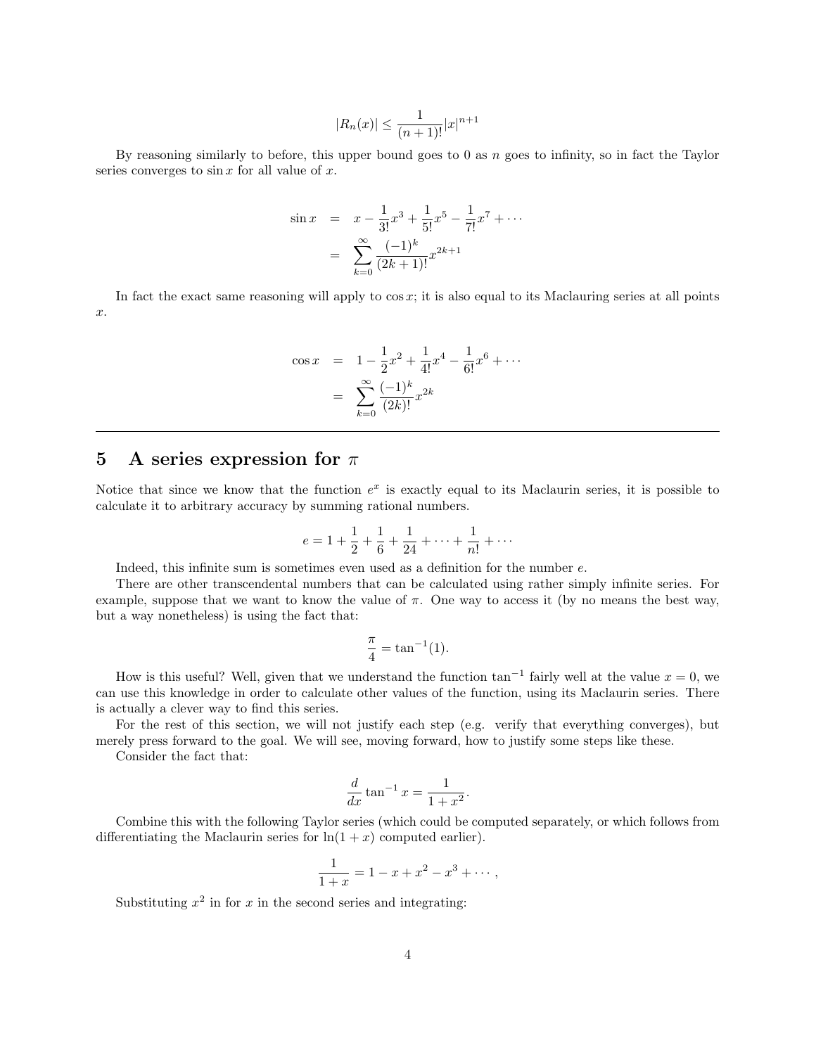$$|R_n(x)| \leq \frac{1}{(n+1)!}|x|^{n+1}$$

By reasoning similarly to before, this upper bound goes to 0 as $n$ goes to infinity, so in fact the Taylor series converges to $\sin x$ for all value of $x$.

$$\begin{aligned}
\sin x &= x - \frac{1}{3!}x^3 + \frac{1}{5!}x^5 - \frac{1}{7!}x^7 + \cdots \\
&= \sum_{k=0}^{\infty} \frac{(-1)^k}{(2k+1)!}x^{2k+1}
\end{aligned}$$

In fact the exact same reasoning will apply to $\cos x$; it is also equal to its Maclauring series at all points $x$.

$$\begin{aligned}
\cos x &= 1 - \frac{1}{2}x^2 + \frac{1}{4!}x^4 - \frac{1}{6!}x^6 + \cdots \\
&= \sum_{k=0}^{\infty} \frac{(-1)^k}{(2k)!}x^{2k}
\end{aligned}$$

---

## 5 A series expression for $\pi$

Notice that since we know that the function $e^x$ is exactly equal to its Maclaurin series, it is possible to calculate it to arbitrary accuracy by summing rational numbers.

$$e = 1 + \frac{1}{2} + \frac{1}{6} + \frac{1}{24} + \cdots + \frac{1}{n!} + \cdots$$

Indeed, this infinite sum is sometimes even used as a definition for the number $e$.

There are other transcendental numbers that can be calculated using rather simply infinite series. For example, suppose that we want to know the value of $\pi$. One way to access it (by no means the best way, but a way nonetheless) is using the fact that:

$$\frac{\pi}{4} = \tan^{-1}(1).$$

How is this useful? Well, given that we understand the function $\tan^{-1}$ fairly well at the value $x = 0$, we can use this knowledge in order to calculate other values of the function, using its Maclaurin series. There is actually a clever way to find this series.

For the rest of this section, we will not justify each step (e.g. verify that everything converges), but merely press forward to the goal. We will see, moving forward, how to justify some steps like these.

Consider the fact that:

$$\frac{d}{dx}\tan^{-1} x = \frac{1}{1+x^2}.$$

Combine this with the following Taylor series (which could be computed separately, or which follows from differentiating the Maclaurin series for $\ln(1+x)$ computed earlier).

$$\frac{1}{1+x} = 1 - x + x^2 - x^3 + \cdots,$$

Substituting $x^2$ in for $x$ in the second series and integrating: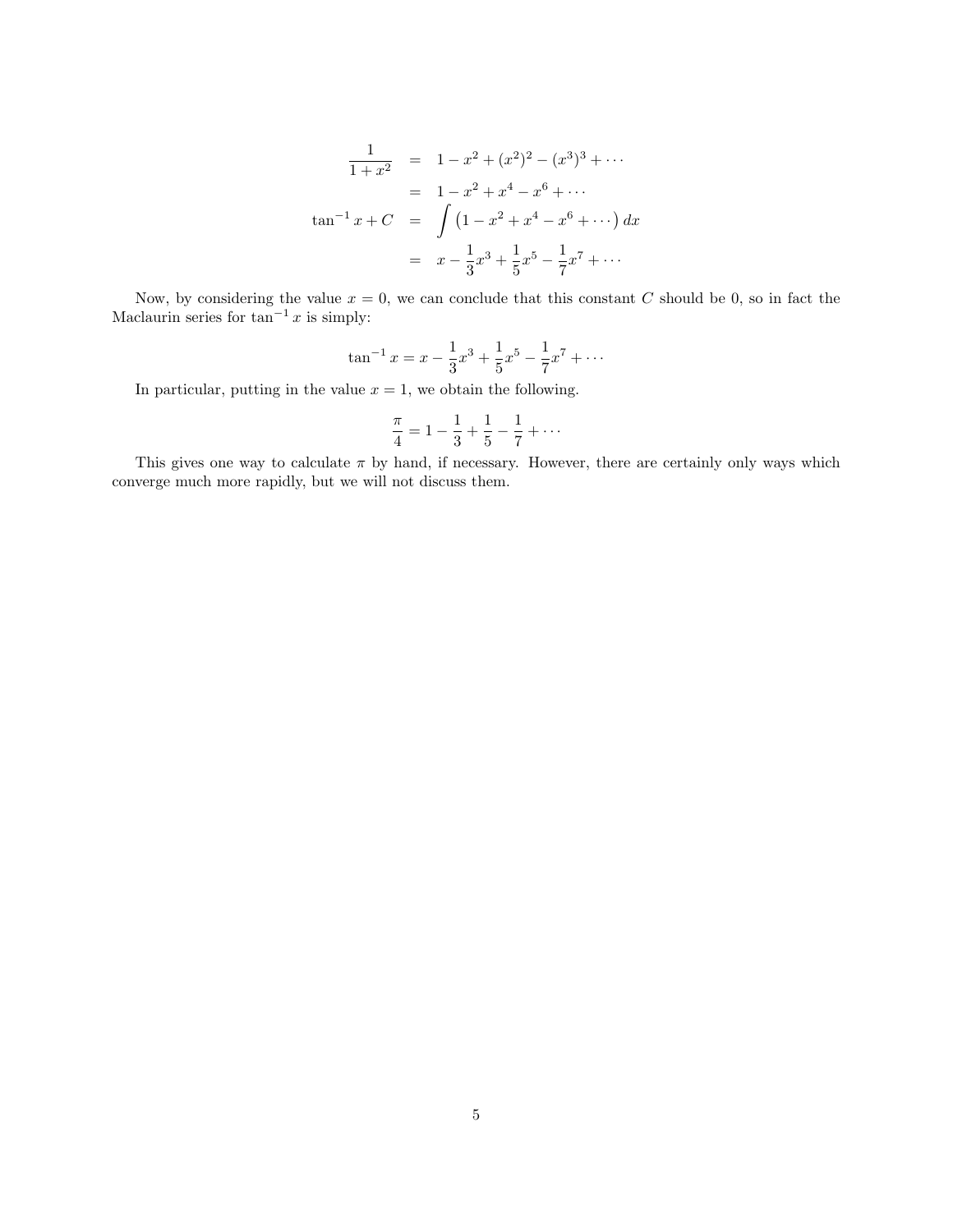$$
\begin{aligned}
\frac{1}{1+x^2} &= 1 - x^2 + (x^2)^2 - (x^3)^3 + \cdots \\
&= 1 - x^2 + x^4 - x^6 + \cdots \\
\tan^{-1} x + C &= \int \left(1 - x^2 + x^4 - x^6 + \cdots\right) dx \\
&= x - \frac{1}{3}x^3 + \frac{1}{5}x^5 - \frac{1}{7}x^7 + \cdots
\end{aligned}
$$

Now, by considering the value $x = 0$, we can conclude that this constant $C$ should be 0, so in fact the Maclaurin series for $\tan^{-1} x$ is simply:

$$
\tan^{-1} x = x - \frac{1}{3}x^3 + \frac{1}{5}x^5 - \frac{1}{7}x^7 + \cdots
$$

In particular, putting in the value $x = 1$, we obtain the following.

$$
\frac{\pi}{4} = 1 - \frac{1}{3} + \frac{1}{5} - \frac{1}{7} + \cdots
$$

This gives one way to calculate $\pi$ by hand, if necessary. However, there are certainly only ways which converge much more rapidly, but we will not discuss them.